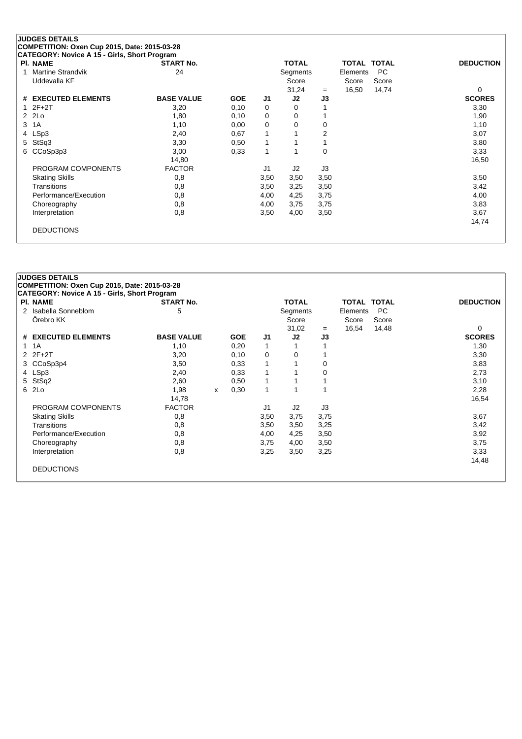**JUDGES DETAILS**
**COMPETITION: Oxen Cup 2015, Date: 2015-03-28**
**CATEGORY: Novice A 15 - Girls, Short Program**

| Pl. | NAME | START No. | | TOTAL Segments Score | | TOTAL Elements Score | TOTAL PC Score | DEDUCTION |
|---|---|---|---|---|---|---|---|---|
| 1 | Martine Strandvik, Uddevalla KF | 24 | | 31,24 | = | 16,50 | 14,74 | 0 |

| # | EXECUTED ELEMENTS | BASE VALUE | | GOE | J1 | J2 | J3 | SCORES |
|---|---|---|---|---|---|---|---|---|
| 1 | 2F+2T | 3,20 | | 0,10 | 0 | 0 | 1 | 3,30 |
| 2 | 2Lo | 1,80 | | 0,10 | 0 | 0 | 1 | 1,90 |
| 3 | 1A | 1,10 | | 0,00 | 0 | 0 | 0 | 1,10 |
| 4 | LSp3 | 2,40 | | 0,67 | 1 | 1 | 2 | 3,07 |
| 5 | StSq3 | 3,30 | | 0,50 | 1 | 1 | 1 | 3,80 |
| 6 | CCoSp3p3 | 3,00 | | 0,33 | 1 | 1 | 0 | 3,33 |
| | | 14,80 | | | | | | 16,50 |

| PROGRAM COMPONENTS | FACTOR | J1 | J2 | J3 | SCORES |
|---|---|---|---|---|---|
| Skating Skills | 0,8 | 3,50 | 3,50 | 3,50 | 3,50 |
| Transitions | 0,8 | 3,50 | 3,25 | 3,50 | 3,42 |
| Performance/Execution | 0,8 | 4,00 | 4,25 | 3,75 | 4,00 |
| Choreography | 0,8 | 4,00 | 3,75 | 3,75 | 3,83 |
| Interpretation | 0,8 | 3,50 | 4,00 | 3,50 | 3,67 |
| | | | | | 14,74 |

DEDUCTIONS

**JUDGES DETAILS**
**COMPETITION: Oxen Cup 2015, Date: 2015-03-28**
**CATEGORY: Novice A 15 - Girls, Short Program**

| Pl. | NAME | START No. | | TOTAL Segments Score | | TOTAL Elements Score | TOTAL PC Score | DEDUCTION |
|---|---|---|---|---|---|---|---|---|
| 2 | Isabella Sonneblom, Örebro KK | 5 | | 31,02 | = | 16,54 | 14,48 | 0 |

| # | EXECUTED ELEMENTS | BASE VALUE | | GOE | J1 | J2 | J3 | SCORES |
|---|---|---|---|---|---|---|---|---|
| 1 | 1A | 1,10 | | 0,20 | 1 | 1 | 1 | 1,30 |
| 2 | 2F+2T | 3,20 | | 0,10 | 0 | 0 | 1 | 3,30 |
| 3 | CCoSp3p4 | 3,50 | | 0,33 | 1 | 1 | 0 | 3,83 |
| 4 | LSp3 | 2,40 | | 0,33 | 1 | 1 | 0 | 2,73 |
| 5 | StSq2 | 2,60 | | 0,50 | 1 | 1 | 1 | 3,10 |
| 6 | 2Lo | 1,98 | x | 0,30 | 1 | 1 | 1 | 2,28 |
| | | 14,78 | | | | | | 16,54 |

| PROGRAM COMPONENTS | FACTOR | J1 | J2 | J3 | SCORES |
|---|---|---|---|---|---|
| Skating Skills | 0,8 | 3,50 | 3,75 | 3,75 | 3,67 |
| Transitions | 0,8 | 3,50 | 3,50 | 3,25 | 3,42 |
| Performance/Execution | 0,8 | 4,00 | 4,25 | 3,50 | 3,92 |
| Choreography | 0,8 | 3,75 | 4,00 | 3,50 | 3,75 |
| Interpretation | 0,8 | 3,25 | 3,50 | 3,25 | 3,33 |
| | | | | | 14,48 |

DEDUCTIONS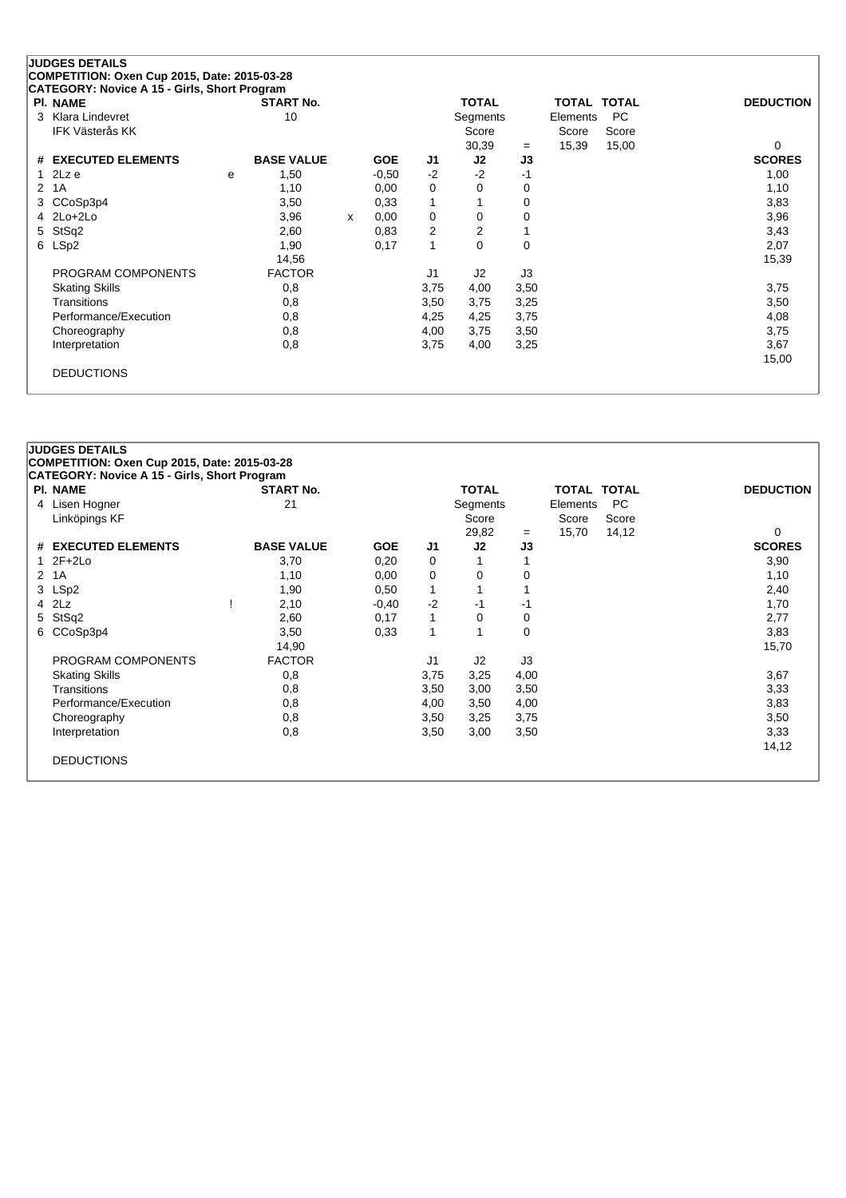## JUDGES DETAILS

**COMPETITION: Oxen Cup 2015, Date: 2015-03-28**

**CATEGORY: Novice A 15 - Girls, Short Program**

| Pl. | NAME | START No. | TOTAL Segments Score | = | TOTAL Elements Score | TOTAL PC Score | DEDUCTION |
|---|---|---|---|---|---|---|---|
| 3 | Klara Lindevret<br>IFK Västerås KK | 10 | 30,39 | = | 15,39 | 15,00 | 0 |

| # | EXECUTED ELEMENTS | | BASE VALUE | | GOE | J1 | J2 | J3 | SCORES |
|---|---|---|---|---|---|---|---|---|---|
| 1 | 2Lz e | e | 1,50 | | -0,50 | -2 | -2 | -1 | 1,00 |
| 2 | 1A | | 1,10 | | 0,00 | 0 | 0 | 0 | 1,10 |
| 3 | CCoSp3p4 | | 3,50 | | 0,33 | 1 | 1 | 0 | 3,83 |
| 4 | 2Lo+2Lo | | 3,96 | x | 0,00 | 0 | 0 | 0 | 3,96 |
| 5 | StSq2 | | 2,60 | | 0,83 | 2 | 2 | 1 | 3,43 |
| 6 | LSp2 | | 1,90 | | 0,17 | 1 | 0 | 0 | 2,07 |
| | | | 14,56 | | | | | | 15,39 |

| PROGRAM COMPONENTS | FACTOR | J1 | J2 | J3 | SCORES |
|---|---|---|---|---|---|
| Skating Skills | 0,8 | 3,75 | 4,00 | 3,50 | 3,75 |
| Transitions | 0,8 | 3,50 | 3,75 | 3,25 | 3,50 |
| Performance/Execution | 0,8 | 4,25 | 4,25 | 3,75 | 4,08 |
| Choreography | 0,8 | 4,00 | 3,75 | 3,50 | 3,75 |
| Interpretation | 0,8 | 3,75 | 4,00 | 3,25 | 3,67 |
| | | | | | 15,00 |

DEDUCTIONS

## JUDGES DETAILS

**COMPETITION: Oxen Cup 2015, Date: 2015-03-28**

**CATEGORY: Novice A 15 - Girls, Short Program**

| Pl. | NAME | START No. | TOTAL Segments Score | = | TOTAL Elements Score | TOTAL PC Score | DEDUCTION |
|---|---|---|---|---|---|---|---|
| 4 | Lisen Hogner<br>Linköpings KF | 21 | 29,82 | = | 15,70 | 14,12 | 0 |

| # | EXECUTED ELEMENTS | | BASE VALUE | GOE | J1 | J2 | J3 | SCORES |
|---|---|---|---|---|---|---|---|---|
| 1 | 2F+2Lo | | 3,70 | 0,20 | 0 | 1 | 1 | 3,90 |
| 2 | 1A | | 1,10 | 0,00 | 0 | 0 | 0 | 1,10 |
| 3 | LSp2 | | 1,90 | 0,50 | 1 | 1 | 1 | 2,40 |
| 4 | 2Lz | ! | 2,10 | -0,40 | -2 | -1 | -1 | 1,70 |
| 5 | StSq2 | | 2,60 | 0,17 | 1 | 0 | 0 | 2,77 |
| 6 | CCoSp3p4 | | 3,50 | 0,33 | 1 | 1 | 0 | 3,83 |
| | | | 14,90 | | | | | 15,70 |

| PROGRAM COMPONENTS | FACTOR | J1 | J2 | J3 | SCORES |
|---|---|---|---|---|---|
| Skating Skills | 0,8 | 3,75 | 3,25 | 4,00 | 3,67 |
| Transitions | 0,8 | 3,50 | 3,00 | 3,50 | 3,33 |
| Performance/Execution | 0,8 | 4,00 | 3,50 | 4,00 | 3,83 |
| Choreography | 0,8 | 3,50 | 3,25 | 3,75 | 3,50 |
| Interpretation | 0,8 | 3,50 | 3,00 | 3,50 | 3,33 |
| | | | | | 14,12 |

DEDUCTIONS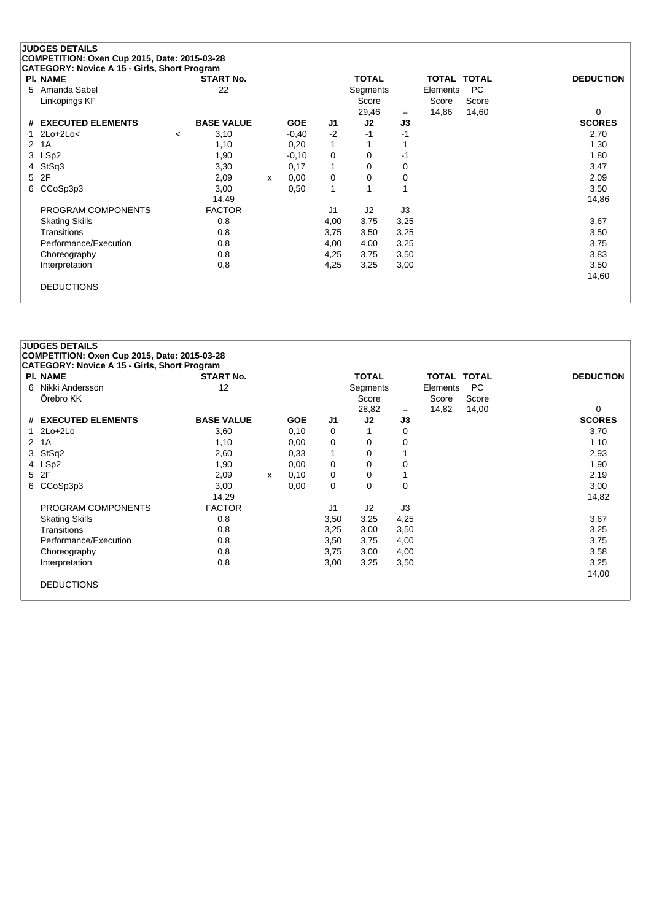**JUDGES DETAILS**
**COMPETITION: Oxen Cup 2015, Date: 2015-03-28**
**CATEGORY: Novice A 15 - Girls, Short Program**

| Pl. | NAME | | START No. | | | | TOTAL | | TOTAL | TOTAL | DEDUCTION |
|---|---|---|---|---|---|---|---|---|---|---|---|
| 5 | Amanda Sabel | | 22 | | | | Segments | | Elements | PC | |
| | Linköpings KF | | | | | | Score | | Score | Score | |
| | | | | | | | 29,46 | = | 14,86 | 14,60 | 0 |
| **#** | **EXECUTED ELEMENTS** | | **BASE VALUE** | | **GOE** | **J1** | **J2** | **J3** | | | **SCORES** |
| 1 | 2Lo+2Lo< | < | 3,10 | | -0,40 | -2 | -1 | -1 | | | 2,70 |
| 2 | 1A | | 1,10 | | 0,20 | 1 | 1 | 1 | | | 1,30 |
| 3 | LSp2 | | 1,90 | | -0,10 | 0 | 0 | -1 | | | 1,80 |
| 4 | StSq3 | | 3,30 | | 0,17 | 1 | 0 | 0 | | | 3,47 |
| 5 | 2F | | 2,09 | x | 0,00 | 0 | 0 | 0 | | | 2,09 |
| 6 | CCoSp3p3 | | 3,00 | | 0,50 | 1 | 1 | 1 | | | 3,50 |
| | | | 14,49 | | | | | | | | 14,86 |
| | PROGRAM COMPONENTS | | FACTOR | | | J1 | J2 | J3 | | | |
| | Skating Skills | | 0,8 | | | 4,00 | 3,75 | 3,25 | | | 3,67 |
| | Transitions | | 0,8 | | | 3,75 | 3,50 | 3,25 | | | 3,50 |
| | Performance/Execution | | 0,8 | | | 4,00 | 4,00 | 3,25 | | | 3,75 |
| | Choreography | | 0,8 | | | 4,25 | 3,75 | 3,50 | | | 3,83 |
| | Interpretation | | 0,8 | | | 4,25 | 3,25 | 3,00 | | | 3,50 |
| | | | | | | | | | | | 14,60 |
| | DEDUCTIONS | | | | | | | | | | |

**JUDGES DETAILS**
**COMPETITION: Oxen Cup 2015, Date: 2015-03-28**
**CATEGORY: Novice A 15 - Girls, Short Program**

| Pl. | NAME | | START No. | | | | TOTAL | | TOTAL | TOTAL | DEDUCTION |
|---|---|---|---|---|---|---|---|---|---|---|---|
| 6 | Nikki Andersson | | 12 | | | | Segments | | Elements | PC | |
| | Örebro KK | | | | | | Score | | Score | Score | |
| | | | | | | | 28,82 | = | 14,82 | 14,00 | 0 |
| **#** | **EXECUTED ELEMENTS** | | **BASE VALUE** | | **GOE** | **J1** | **J2** | **J3** | | | **SCORES** |
| 1 | 2Lo+2Lo | | 3,60 | | 0,10 | 0 | 1 | 0 | | | 3,70 |
| 2 | 1A | | 1,10 | | 0,00 | 0 | 0 | 0 | | | 1,10 |
| 3 | StSq2 | | 2,60 | | 0,33 | 1 | 0 | 1 | | | 2,93 |
| 4 | LSp2 | | 1,90 | | 0,00 | 0 | 0 | 0 | | | 1,90 |
| 5 | 2F | | 2,09 | x | 0,10 | 0 | 0 | 1 | | | 2,19 |
| 6 | CCoSp3p3 | | 3,00 | | 0,00 | 0 | 0 | 0 | | | 3,00 |
| | | | 14,29 | | | | | | | | 14,82 |
| | PROGRAM COMPONENTS | | FACTOR | | | J1 | J2 | J3 | | | |
| | Skating Skills | | 0,8 | | | 3,50 | 3,25 | 4,25 | | | 3,67 |
| | Transitions | | 0,8 | | | 3,25 | 3,00 | 3,50 | | | 3,25 |
| | Performance/Execution | | 0,8 | | | 3,50 | 3,75 | 4,00 | | | 3,75 |
| | Choreography | | 0,8 | | | 3,75 | 3,00 | 4,00 | | | 3,58 |
| | Interpretation | | 0,8 | | | 3,00 | 3,25 | 3,50 | | | 3,25 |
| | | | | | | | | | | | 14,00 |
| | DEDUCTIONS | | | | | | | | | | |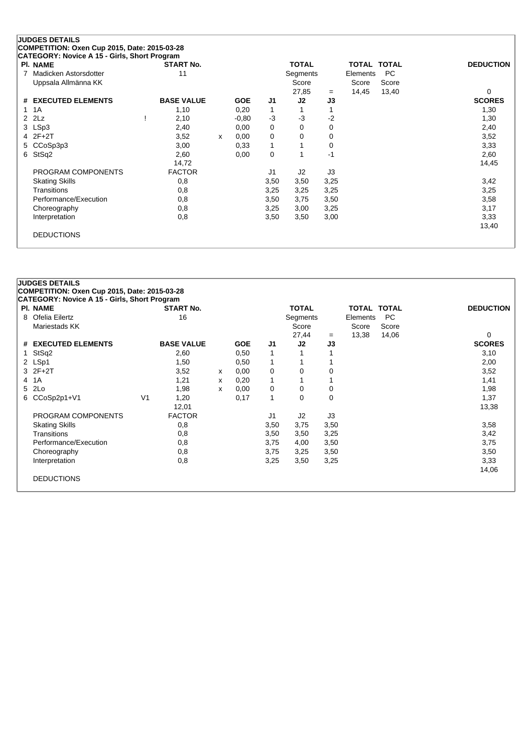**JUDGES DETAILS**
**COMPETITION: Oxen Cup 2015, Date: 2015-03-28**
**CATEGORY: Novice A 15 - Girls, Short Program**

| Pl. | NAME | START No. | TOTAL Segments Score | = | TOTAL Elements Score | TOTAL PC Score | DEDUCTION |
|---|---|---|---|---|---|---|---|
| 7 | Madicken Astorsdotter<br>Uppsala Allmänna KK | 11 | 27,85 | = | 14,45 | 13,40 | 0 |

| # | EXECUTED ELEMENTS | | BASE VALUE | | GOE | J1 | J2 | J3 | SCORES |
|---|---|---|---|---|---|---|---|---|---|
| 1 | 1A | | 1,10 | | 0,20 | 1 | 1 | 1 | 1,30 |
| 2 | 2Lz | ! | 2,10 | | -0,80 | -3 | -3 | -2 | 1,30 |
| 3 | LSp3 | | 2,40 | | 0,00 | 0 | 0 | 0 | 2,40 |
| 4 | 2F+2T | | 3,52 | x | 0,00 | 0 | 0 | 0 | 3,52 |
| 5 | CCoSp3p3 | | 3,00 | | 0,33 | 1 | 1 | 0 | 3,33 |
| 6 | StSq2 | | 2,60 | | 0,00 | 0 | 1 | -1 | 2,60 |
| | | | 14,72 | | | | | | 14,45 |

| PROGRAM COMPONENTS | FACTOR | J1 | J2 | J3 | SCORES |
|---|---|---|---|---|---|
| Skating Skills | 0,8 | 3,50 | 3,50 | 3,25 | 3,42 |
| Transitions | 0,8 | 3,25 | 3,25 | 3,25 | 3,25 |
| Performance/Execution | 0,8 | 3,50 | 3,75 | 3,50 | 3,58 |
| Choreography | 0,8 | 3,25 | 3,00 | 3,25 | 3,17 |
| Interpretation | 0,8 | 3,50 | 3,50 | 3,00 | 3,33 |
| | | | | | 13,40 |

DEDUCTIONS

**JUDGES DETAILS**
**COMPETITION: Oxen Cup 2015, Date: 2015-03-28**
**CATEGORY: Novice A 15 - Girls, Short Program**

| Pl. | NAME | START No. | TOTAL Segments Score | = | TOTAL Elements Score | TOTAL PC Score | DEDUCTION |
|---|---|---|---|---|---|---|---|
| 8 | Ofelia Eilertz<br>Mariestads KK | 16 | 27,44 | = | 13,38 | 14,06 | 0 |

| # | EXECUTED ELEMENTS | | BASE VALUE | | GOE | J1 | J2 | J3 | SCORES |
|---|---|---|---|---|---|---|---|---|---|
| 1 | StSq2 | | 2,60 | | 0,50 | 1 | 1 | 1 | 3,10 |
| 2 | LSp1 | | 1,50 | | 0,50 | 1 | 1 | 1 | 2,00 |
| 3 | 2F+2T | | 3,52 | x | 0,00 | 0 | 0 | 0 | 3,52 |
| 4 | 1A | | 1,21 | x | 0,20 | 1 | 1 | 1 | 1,41 |
| 5 | 2Lo | | 1,98 | x | 0,00 | 0 | 0 | 0 | 1,98 |
| 6 | CCoSp2p1+V1 | V1 | 1,20 | | 0,17 | 1 | 0 | 0 | 1,37 |
| | | | 12,01 | | | | | | 13,38 |

| PROGRAM COMPONENTS | FACTOR | J1 | J2 | J3 | SCORES |
|---|---|---|---|---|---|
| Skating Skills | 0,8 | 3,50 | 3,75 | 3,50 | 3,58 |
| Transitions | 0,8 | 3,50 | 3,50 | 3,25 | 3,42 |
| Performance/Execution | 0,8 | 3,75 | 4,00 | 3,50 | 3,75 |
| Choreography | 0,8 | 3,75 | 3,25 | 3,50 | 3,50 |
| Interpretation | 0,8 | 3,25 | 3,50 | 3,25 | 3,33 |
| | | | | | 14,06 |

DEDUCTIONS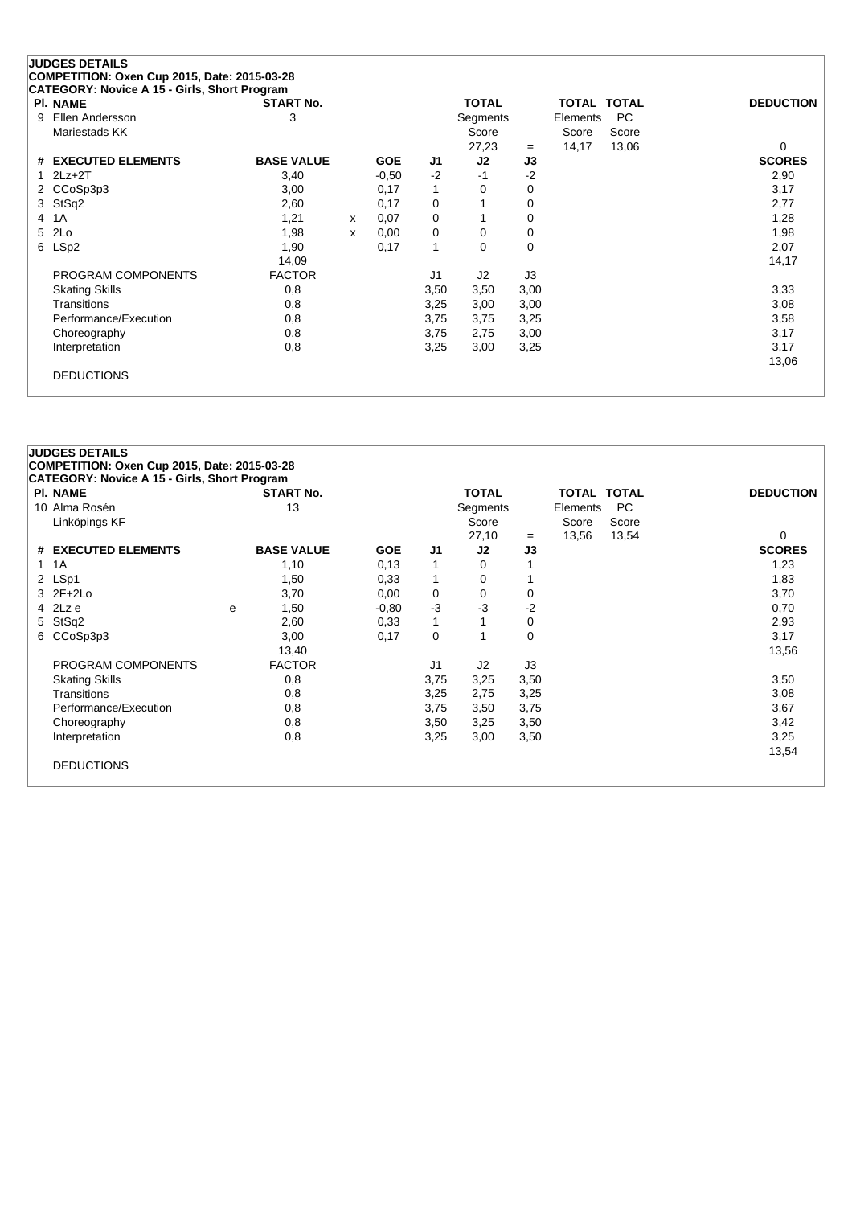**JUDGES DETAILS**
**COMPETITION: Oxen Cup 2015, Date: 2015-03-28**
**CATEGORY: Novice A 15 - Girls, Short Program**

| Pl. | NAME | START No. | TOTAL Segments Score | = | TOTAL Elements Score | TOTAL PC Score | DEDUCTION |
|---|---|---|---|---|---|---|---|
| 9 | Ellen Andersson<br>Mariestads KK | 3 | 27,23 | = | 14,17 | 13,06 | 0 |

| # | EXECUTED ELEMENTS | | BASE VALUE | | GOE | J1 | J2 | J3 | SCORES |
|---|---|---|---|---|---|---|---|---|---|
| 1 | 2Lz+2T | | 3,40 | | -0,50 | -2 | -1 | -2 | 2,90 |
| 2 | CCoSp3p3 | | 3,00 | | 0,17 | 1 | 0 | 0 | 3,17 |
| 3 | StSq2 | | 2,60 | | 0,17 | 0 | 1 | 0 | 2,77 |
| 4 | 1A | | 1,21 | x | 0,07 | 0 | 1 | 0 | 1,28 |
| 5 | 2Lo | | 1,98 | x | 0,00 | 0 | 0 | 0 | 1,98 |
| 6 | LSp2 | | 1,90 | | 0,17 | 1 | 0 | 0 | 2,07 |
| | | | 14,09 | | | | | | 14,17 |

| PROGRAM COMPONENTS | FACTOR | J1 | J2 | J3 | SCORES |
|---|---|---|---|---|---|
| Skating Skills | 0,8 | 3,50 | 3,50 | 3,00 | 3,33 |
| Transitions | 0,8 | 3,25 | 3,00 | 3,00 | 3,08 |
| Performance/Execution | 0,8 | 3,75 | 3,75 | 3,25 | 3,58 |
| Choreography | 0,8 | 3,75 | 2,75 | 3,00 | 3,17 |
| Interpretation | 0,8 | 3,25 | 3,00 | 3,25 | 3,17 |
| | | | | | 13,06 |

DEDUCTIONS

**JUDGES DETAILS**
**COMPETITION: Oxen Cup 2015, Date: 2015-03-28**
**CATEGORY: Novice A 15 - Girls, Short Program**

| Pl. | NAME | START No. | TOTAL Segments Score | = | TOTAL Elements Score | TOTAL PC Score | DEDUCTION |
|---|---|---|---|---|---|---|---|
| 10 | Alma Rosén<br>Linköpings KF | 13 | 27,10 | = | 13,56 | 13,54 | 0 |

| # | EXECUTED ELEMENTS | | BASE VALUE | | GOE | J1 | J2 | J3 | SCORES |
|---|---|---|---|---|---|---|---|---|---|
| 1 | 1A | | 1,10 | | 0,13 | 1 | 0 | 1 | 1,23 |
| 2 | LSp1 | | 1,50 | | 0,33 | 1 | 0 | 1 | 1,83 |
| 3 | 2F+2Lo | | 3,70 | | 0,00 | 0 | 0 | 0 | 3,70 |
| 4 | 2Lz e | e | 1,50 | | -0,80 | -3 | -3 | -2 | 0,70 |
| 5 | StSq2 | | 2,60 | | 0,33 | 1 | 1 | 0 | 2,93 |
| 6 | CCoSp3p3 | | 3,00 | | 0,17 | 0 | 1 | 0 | 3,17 |
| | | | 13,40 | | | | | | 13,56 |

| PROGRAM COMPONENTS | FACTOR | J1 | J2 | J3 | SCORES |
|---|---|---|---|---|---|
| Skating Skills | 0,8 | 3,75 | 3,25 | 3,50 | 3,50 |
| Transitions | 0,8 | 3,25 | 2,75 | 3,25 | 3,08 |
| Performance/Execution | 0,8 | 3,75 | 3,50 | 3,75 | 3,67 |
| Choreography | 0,8 | 3,50 | 3,25 | 3,50 | 3,42 |
| Interpretation | 0,8 | 3,25 | 3,00 | 3,50 | 3,25 |
| | | | | | 13,54 |

DEDUCTIONS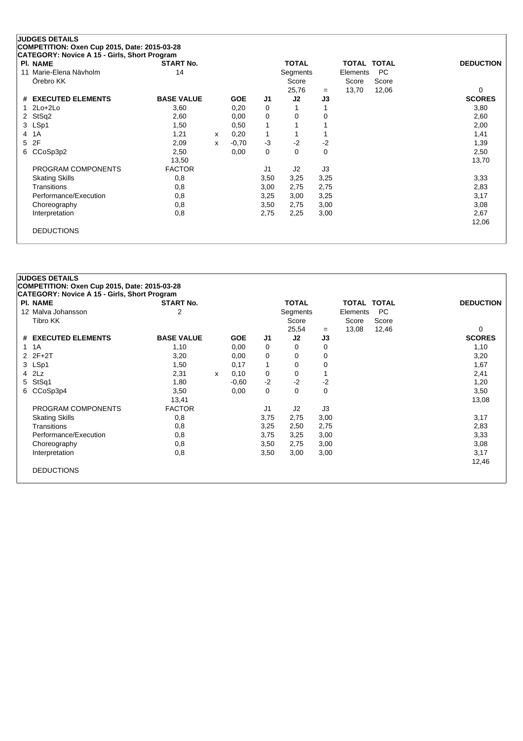## JUDGES DETAILS

**COMPETITION: Oxen Cup 2015, Date: 2015-03-28**

**CATEGORY: Novice A 15 - Girls, Short Program**

| Pl. | NAME | START No. | | | | TOTAL Segments Score | | TOTAL Elements Score | TOTAL PC Score | DEDUCTION |
|---|---|---|---|---|---|---|---|---|---|---|
| 11 | Marie-Elena Nävholm<br>Örebro KK | 14 | | | | 25,76 | = | 13,70 | 12,06 | 0 |

| # | EXECUTED ELEMENTS | BASE VALUE | | GOE | J1 | J2 | J3 | SCORES |
|---|---|---|---|---|---|---|---|---|
| 1 | 2Lo+2Lo | 3,60 | | 0,20 | 0 | 1 | 1 | 3,80 |
| 2 | StSq2 | 2,60 | | 0,00 | 0 | 0 | 0 | 2,60 |
| 3 | LSp1 | 1,50 | | 0,50 | 1 | 1 | 1 | 2,00 |
| 4 | 1A | 1,21 | x | 0,20 | 1 | 1 | 1 | 1,41 |
| 5 | 2F | 2,09 | x | -0,70 | -3 | -2 | -2 | 1,39 |
| 6 | CCoSp3p2 | 2,50 | | 0,00 | 0 | 0 | 0 | 2,50 |
| | | 13,50 | | | | | | 13,70 |
| | PROGRAM COMPONENTS | FACTOR | | | J1 | J2 | J3 | |
| | Skating Skills | 0,8 | | | 3,50 | 3,25 | 3,25 | 3,33 |
| | Transitions | 0,8 | | | 3,00 | 2,75 | 2,75 | 2,83 |
| | Performance/Execution | 0,8 | | | 3,25 | 3,00 | 3,25 | 3,17 |
| | Choreography | 0,8 | | | 3,50 | 2,75 | 3,00 | 3,08 |
| | Interpretation | 0,8 | | | 2,75 | 2,25 | 3,00 | 2,67 |
| | | | | | | | | 12,06 |
| | DEDUCTIONS | | | | | | | |

## JUDGES DETAILS

**COMPETITION: Oxen Cup 2015, Date: 2015-03-28**

**CATEGORY: Novice A 15 - Girls, Short Program**

| Pl. | NAME | START No. | | | | TOTAL Segments Score | | TOTAL Elements Score | TOTAL PC Score | DEDUCTION |
|---|---|---|---|---|---|---|---|---|---|---|
| 12 | Malva Johansson<br>Tibro KK | 2 | | | | 25,54 | = | 13,08 | 12,46 | 0 |

| # | EXECUTED ELEMENTS | BASE VALUE | | GOE | J1 | J2 | J3 | SCORES |
|---|---|---|---|---|---|---|---|---|
| 1 | 1A | 1,10 | | 0,00 | 0 | 0 | 0 | 1,10 |
| 2 | 2F+2T | 3,20 | | 0,00 | 0 | 0 | 0 | 3,20 |
| 3 | LSp1 | 1,50 | | 0,17 | 1 | 0 | 0 | 1,67 |
| 4 | 2Lz | 2,31 | x | 0,10 | 0 | 0 | 1 | 2,41 |
| 5 | StSq1 | 1,80 | | -0,60 | -2 | -2 | -2 | 1,20 |
| 6 | CCoSp3p4 | 3,50 | | 0,00 | 0 | 0 | 0 | 3,50 |
| | | 13,41 | | | | | | 13,08 |
| | PROGRAM COMPONENTS | FACTOR | | | J1 | J2 | J3 | |
| | Skating Skills | 0,8 | | | 3,75 | 2,75 | 3,00 | 3,17 |
| | Transitions | 0,8 | | | 3,25 | 2,50 | 2,75 | 2,83 |
| | Performance/Execution | 0,8 | | | 3,75 | 3,25 | 3,00 | 3,33 |
| | Choreography | 0,8 | | | 3,50 | 2,75 | 3,00 | 3,08 |
| | Interpretation | 0,8 | | | 3,50 | 3,00 | 3,00 | 3,17 |
| | | | | | | | | 12,46 |
| | DEDUCTIONS | | | | | | | |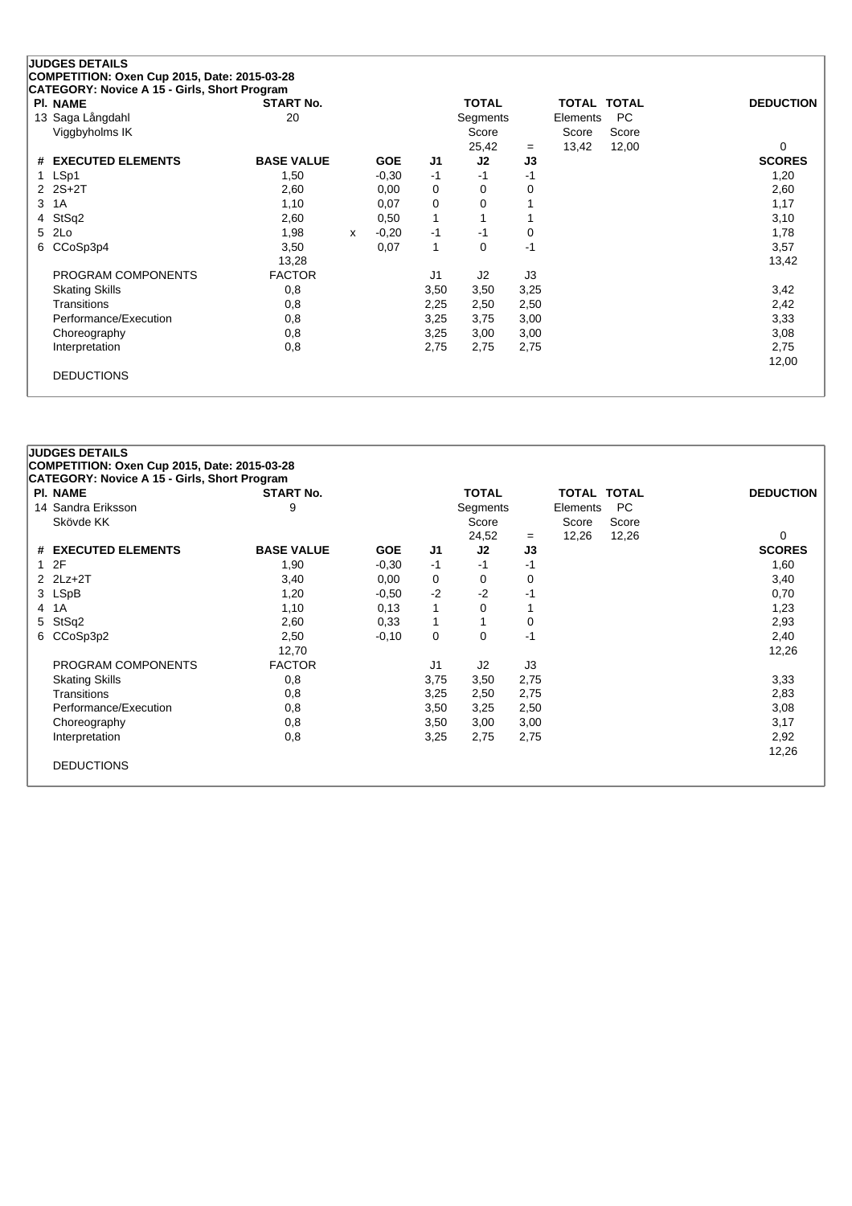**JUDGES DETAILS**
**COMPETITION: Oxen Cup 2015, Date: 2015-03-28**
**CATEGORY: Novice A 15 - Girls, Short Program**

| Pl. | NAME | START No. | | | | TOTAL Segments Score | | TOTAL Elements Score | TOTAL PC Score | DEDUCTION |
|---|---|---|---|---|---|---|---|---|---|---|
| 13 | Saga Långdahl<br>Viggbyholms IK | 20 | | | | 25,42 | = | 13,42 | 12,00 | 0 |

| # | EXECUTED ELEMENTS | BASE VALUE | | GOE | J1 | J2 | J3 | SCORES |
|---|---|---|---|---|---|---|---|---|
| 1 | LSp1 | 1,50 | | -0,30 | -1 | -1 | -1 | 1,20 |
| 2 | 2S+2T | 2,60 | | 0,00 | 0 | 0 | 0 | 2,60 |
| 3 | 1A | 1,10 | | 0,07 | 0 | 0 | 1 | 1,17 |
| 4 | StSq2 | 2,60 | | 0,50 | 1 | 1 | 1 | 3,10 |
| 5 | 2Lo | 1,98 | x | -0,20 | -1 | -1 | 0 | 1,78 |
| 6 | CCoSp3p4 | 3,50 | | 0,07 | 1 | 0 | -1 | 3,57 |
| | | 13,28 | | | | | | 13,42 |

| PROGRAM COMPONENTS | FACTOR | J1 | J2 | J3 | SCORES |
|---|---|---|---|---|---|
| Skating Skills | 0,8 | 3,50 | 3,50 | 3,25 | 3,42 |
| Transitions | 0,8 | 2,25 | 2,50 | 2,50 | 2,42 |
| Performance/Execution | 0,8 | 3,25 | 3,75 | 3,00 | 3,33 |
| Choreography | 0,8 | 3,25 | 3,00 | 3,00 | 3,08 |
| Interpretation | 0,8 | 2,75 | 2,75 | 2,75 | 2,75 |
| | | | | | 12,00 |

DEDUCTIONS

**JUDGES DETAILS**
**COMPETITION: Oxen Cup 2015, Date: 2015-03-28**
**CATEGORY: Novice A 15 - Girls, Short Program**

| Pl. | NAME | START No. | | | | TOTAL Segments Score | | TOTAL Elements Score | TOTAL PC Score | DEDUCTION |
|---|---|---|---|---|---|---|---|---|---|---|
| 14 | Sandra Eriksson<br>Skövde KK | 9 | | | | 24,52 | = | 12,26 | 12,26 | 0 |

| # | EXECUTED ELEMENTS | BASE VALUE | GOE | J1 | J2 | J3 | SCORES |
|---|---|---|---|---|---|---|---|
| 1 | 2F | 1,90 | -0,30 | -1 | -1 | -1 | 1,60 |
| 2 | 2Lz+2T | 3,40 | 0,00 | 0 | 0 | 0 | 3,40 |
| 3 | LSpB | 1,20 | -0,50 | -2 | -2 | -1 | 0,70 |
| 4 | 1A | 1,10 | 0,13 | 1 | 0 | 1 | 1,23 |
| 5 | StSq2 | 2,60 | 0,33 | 1 | 1 | 0 | 2,93 |
| 6 | CCoSp3p2 | 2,50 | -0,10 | 0 | 0 | -1 | 2,40 |
| | | 12,70 | | | | | 12,26 |

| PROGRAM COMPONENTS | FACTOR | J1 | J2 | J3 | SCORES |
|---|---|---|---|---|---|
| Skating Skills | 0,8 | 3,75 | 3,50 | 2,75 | 3,33 |
| Transitions | 0,8 | 3,25 | 2,50 | 2,75 | 2,83 |
| Performance/Execution | 0,8 | 3,50 | 3,25 | 2,50 | 3,08 |
| Choreography | 0,8 | 3,50 | 3,00 | 3,00 | 3,17 |
| Interpretation | 0,8 | 3,25 | 2,75 | 2,75 | 2,92 |
| | | | | | 12,26 |

DEDUCTIONS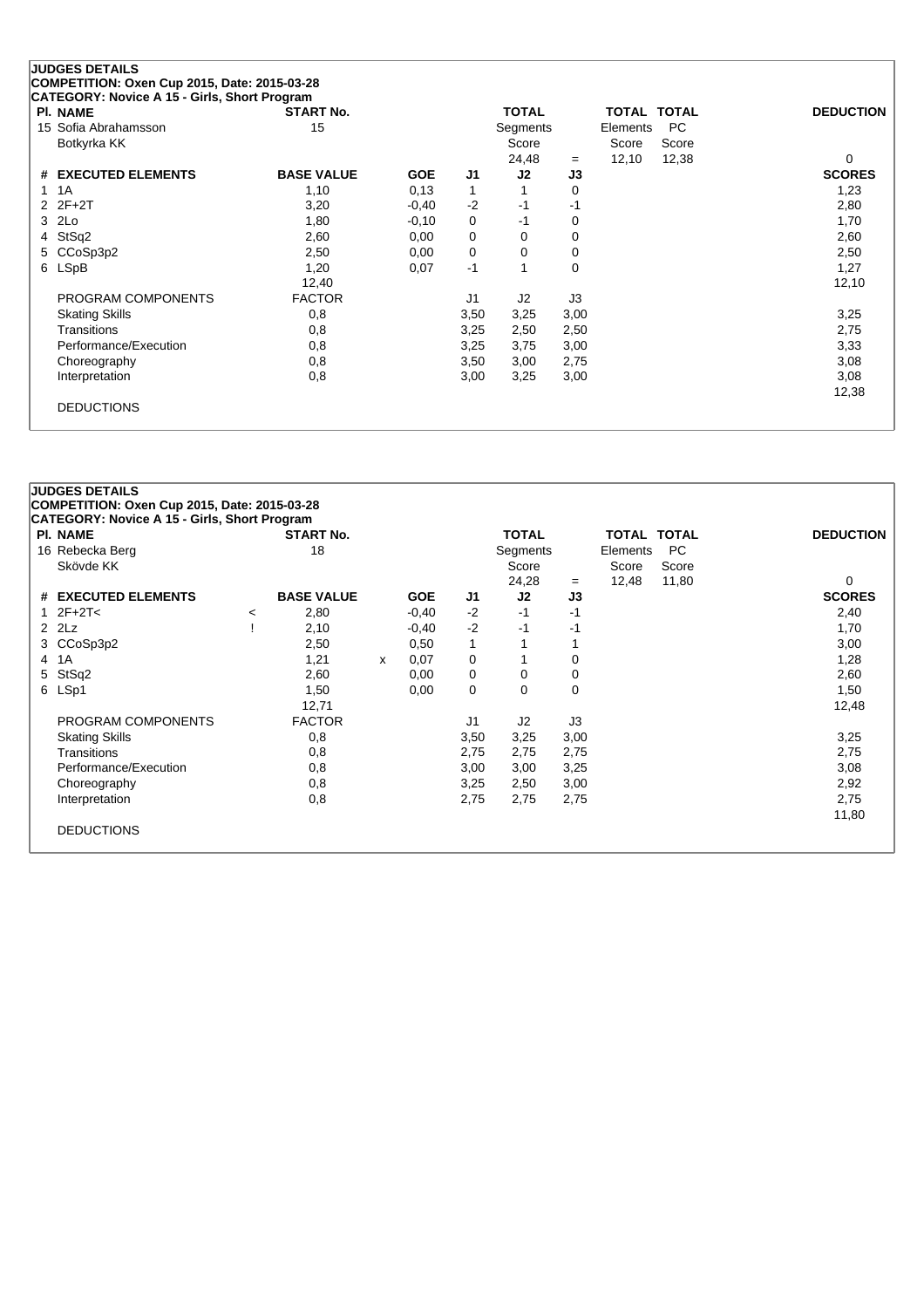**JUDGES DETAILS**
**COMPETITION: Oxen Cup 2015, Date: 2015-03-28**
**CATEGORY: Novice A 15 - Girls, Short Program**

| Pl. NAME | START No. | | | | TOTAL Segments Score | | TOTAL Elements Score | TOTAL PC Score | DEDUCTION |
|---|---|---|---|---|---|---|---|---|---|
| 15 Sofia Abrahamsson, Botkyrka KK | 15 | | | | 24,48 | = | 12,10 | 12,38 | 0 |

| # | EXECUTED ELEMENTS | BASE VALUE | GOE | J1 | J2 | J3 | SCORES |
|---|---|---|---|---|---|---|---|
| 1 | 1A | 1,10 | 0,13 | 1 | 1 | 0 | 1,23 |
| 2 | 2F+2T | 3,20 | -0,40 | -2 | -1 | -1 | 2,80 |
| 3 | 2Lo | 1,80 | -0,10 | 0 | -1 | 0 | 1,70 |
| 4 | StSq2 | 2,60 | 0,00 | 0 | 0 | 0 | 2,60 |
| 5 | CCoSp3p2 | 2,50 | 0,00 | 0 | 0 | 0 | 2,50 |
| 6 | LSpB | 1,20 | 0,07 | -1 | 1 | 0 | 1,27 |
| | | 12,40 | | | | | 12,10 |
| | PROGRAM COMPONENTS | FACTOR | | J1 | J2 | J3 | |
| | Skating Skills | 0,8 | | 3,50 | 3,25 | 3,00 | 3,25 |
| | Transitions | 0,8 | | 3,25 | 2,50 | 2,50 | 2,75 |
| | Performance/Execution | 0,8 | | 3,25 | 3,75 | 3,00 | 3,33 |
| | Choreography | 0,8 | | 3,50 | 3,00 | 2,75 | 3,08 |
| | Interpretation | 0,8 | | 3,00 | 3,25 | 3,00 | 3,08 |
| | | | | | | | 12,38 |
| | DEDUCTIONS | | | | | | |

**JUDGES DETAILS**
**COMPETITION: Oxen Cup 2015, Date: 2015-03-28**
**CATEGORY: Novice A 15 - Girls, Short Program**

| Pl. NAME | START No. | | | | TOTAL Segments Score | | TOTAL Elements Score | TOTAL PC Score | DEDUCTION |
|---|---|---|---|---|---|---|---|---|---|
| 16 Rebecka Berg, Skövde KK | 18 | | | | 24,28 | = | 12,48 | 11,80 | 0 |

| # | EXECUTED ELEMENTS | | BASE VALUE | | GOE | J1 | J2 | J3 | SCORES |
|---|---|---|---|---|---|---|---|---|---|
| 1 | 2F+2T< | < | 2,80 | | -0,40 | -2 | -1 | -1 | 2,40 |
| 2 | 2Lz | ! | 2,10 | | -0,40 | -2 | -1 | -1 | 1,70 |
| 3 | CCoSp3p2 | | 2,50 | | 0,50 | 1 | 1 | 1 | 3,00 |
| 4 | 1A | | 1,21 | x | 0,07 | 0 | 1 | 0 | 1,28 |
| 5 | StSq2 | | 2,60 | | 0,00 | 0 | 0 | 0 | 2,60 |
| 6 | LSp1 | | 1,50 | | 0,00 | 0 | 0 | 0 | 1,50 |
| | | | 12,71 | | | | | | 12,48 |
| | PROGRAM COMPONENTS | | FACTOR | | | J1 | J2 | J3 | |
| | Skating Skills | | 0,8 | | | 3,50 | 3,25 | 3,00 | 3,25 |
| | Transitions | | 0,8 | | | 2,75 | 2,75 | 2,75 | 2,75 |
| | Performance/Execution | | 0,8 | | | 3,00 | 3,00 | 3,25 | 3,08 |
| | Choreography | | 0,8 | | | 3,25 | 2,50 | 3,00 | 2,92 |
| | Interpretation | | 0,8 | | | 2,75 | 2,75 | 2,75 | 2,75 |
| | | | | | | | | | 11,80 |
| | DEDUCTIONS | | | | | | | | |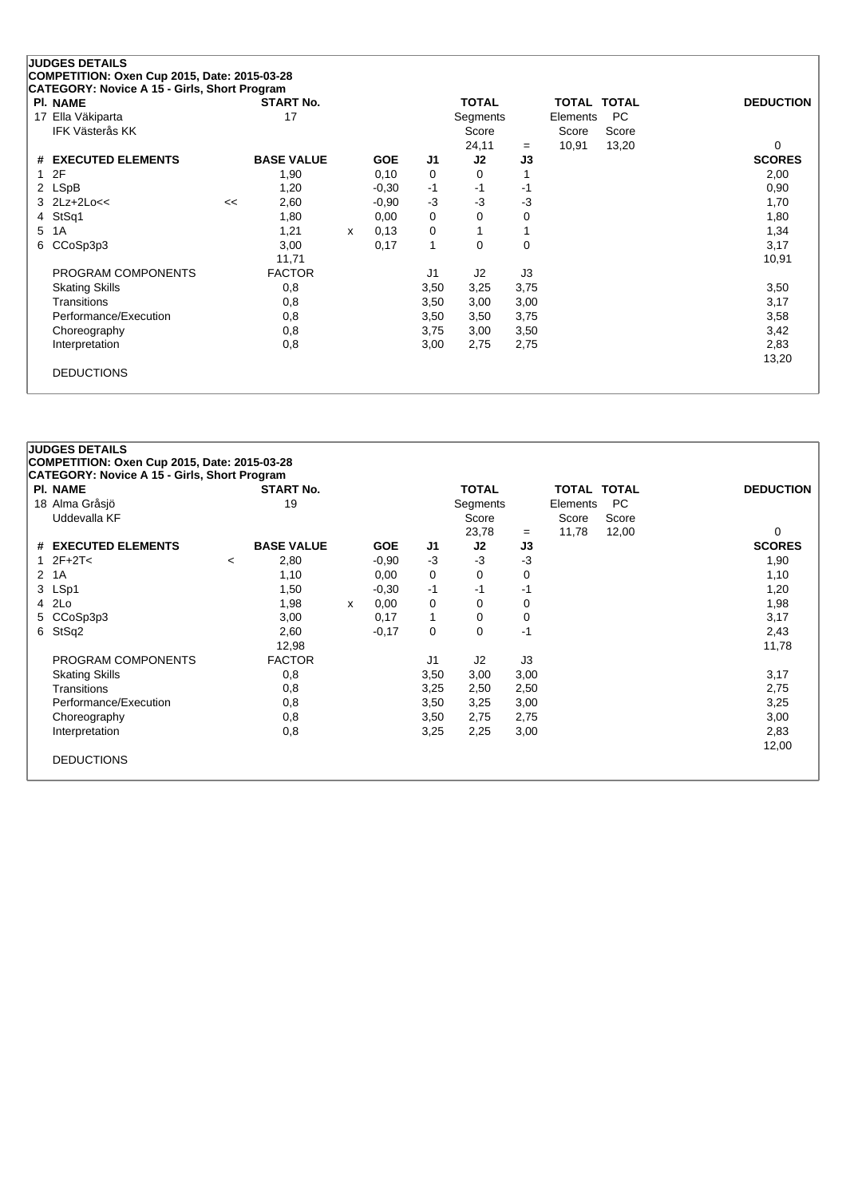**JUDGES DETAILS**

**COMPETITION: Oxen Cup 2015, Date: 2015-03-28**

**CATEGORY: Novice A 15 - Girls, Short Program**

| Pl. | NAME | START No. | TOTAL Segments Score | = | TOTAL Elements Score | TOTAL PC Score | DEDUCTION |
|---|---|---|---|---|---|---|---|
| 17 | Ella Väkiparta<br>IFK Västerås KK | 17 | 24,11 | = | 10,91 | 13,20 | 0 |

| # | EXECUTED ELEMENTS | | BASE VALUE | | GOE | J1 | J2 | J3 | SCORES |
|---|---|---|---|---|---|---|---|---|---|
| 1 | 2F | | 1,90 | | 0,10 | 0 | 0 | 1 | 2,00 |
| 2 | LSpB | | 1,20 | | -0,30 | -1 | -1 | -1 | 0,90 |
| 3 | 2Lz+2Lo<< | << | 2,60 | | -0,90 | -3 | -3 | -3 | 1,70 |
| 4 | StSq1 | | 1,80 | | 0,00 | 0 | 0 | 0 | 1,80 |
| 5 | 1A | | 1,21 | x | 0,13 | 0 | 1 | 1 | 1,34 |
| 6 | CCoSp3p3 | | 3,00 | | 0,17 | 1 | 0 | 0 | 3,17 |
| | | | 11,71 | | | | | | 10,91 |
| | PROGRAM COMPONENTS | | FACTOR | | | J1 | J2 | J3 | |
| | Skating Skills | | 0,8 | | | 3,50 | 3,25 | 3,75 | 3,50 |
| | Transitions | | 0,8 | | | 3,50 | 3,00 | 3,00 | 3,17 |
| | Performance/Execution | | 0,8 | | | 3,50 | 3,50 | 3,75 | 3,58 |
| | Choreography | | 0,8 | | | 3,75 | 3,00 | 3,50 | 3,42 |
| | Interpretation | | 0,8 | | | 3,00 | 2,75 | 2,75 | 2,83 |
| | | | | | | | | | 13,20 |
| | DEDUCTIONS | | | | | | | | |

**JUDGES DETAILS**

**COMPETITION: Oxen Cup 2015, Date: 2015-03-28**

**CATEGORY: Novice A 15 - Girls, Short Program**

| Pl. | NAME | START No. | TOTAL Segments Score | = | TOTAL Elements Score | TOTAL PC Score | DEDUCTION |
|---|---|---|---|---|---|---|---|
| 18 | Alma Gråsjö<br>Uddevalla KF | 19 | 23,78 | = | 11,78 | 12,00 | 0 |

| # | EXECUTED ELEMENTS | | BASE VALUE | | GOE | J1 | J2 | J3 | SCORES |
|---|---|---|---|---|---|---|---|---|---|
| 1 | 2F+2T< | < | 2,80 | | -0,90 | -3 | -3 | -3 | 1,90 |
| 2 | 1A | | 1,10 | | 0,00 | 0 | 0 | 0 | 1,10 |
| 3 | LSp1 | | 1,50 | | -0,30 | -1 | -1 | -1 | 1,20 |
| 4 | 2Lo | | 1,98 | x | 0,00 | 0 | 0 | 0 | 1,98 |
| 5 | CCoSp3p3 | | 3,00 | | 0,17 | 1 | 0 | 0 | 3,17 |
| 6 | StSq2 | | 2,60 | | -0,17 | 0 | 0 | -1 | 2,43 |
| | | | 12,98 | | | | | | 11,78 |
| | PROGRAM COMPONENTS | | FACTOR | | | J1 | J2 | J3 | |
| | Skating Skills | | 0,8 | | | 3,50 | 3,00 | 3,00 | 3,17 |
| | Transitions | | 0,8 | | | 3,25 | 2,50 | 2,50 | 2,75 |
| | Performance/Execution | | 0,8 | | | 3,50 | 3,25 | 3,00 | 3,25 |
| | Choreography | | 0,8 | | | 3,50 | 2,75 | 2,75 | 3,00 |
| | Interpretation | | 0,8 | | | 3,25 | 2,25 | 3,00 | 2,83 |
| | | | | | | | | | 12,00 |
| | DEDUCTIONS | | | | | | | | |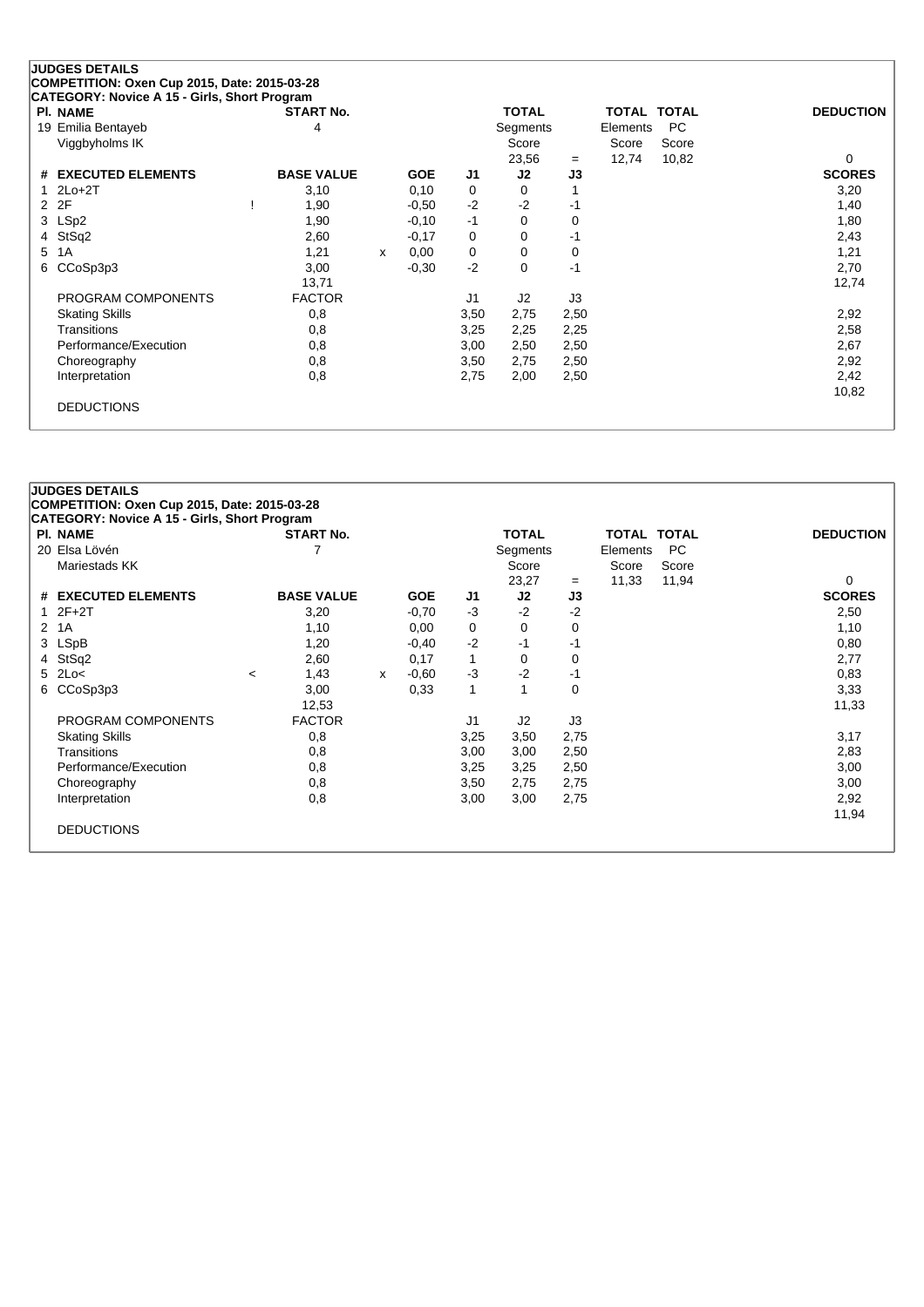**JUDGES DETAILS**
**COMPETITION: Oxen Cup 2015, Date: 2015-03-28**
**CATEGORY: Novice A 15 - Girls, Short Program**

| Pl. NAME | START No. | TOTAL Segments Score | = | TOTAL Elements Score | TOTAL PC Score | DEDUCTION |
|---|---|---|---|---|---|---|
| 19 Emilia Bentayeb, Viggbyholms IK | 4 | 23,56 | = | 12,74 | 10,82 | 0 |

| # | EXECUTED ELEMENTS | | BASE VALUE | | GOE | J1 | J2 | J3 | SCORES |
|---|---|---|---|---|---|---|---|---|---|
| 1 | 2Lo+2T | | 3,10 | | 0,10 | 0 | 0 | 1 | 3,20 |
| 2 | 2F | ! | 1,90 | | -0,50 | -2 | -2 | -1 | 1,40 |
| 3 | LSp2 | | 1,90 | | -0,10 | -1 | 0 | 0 | 1,80 |
| 4 | StSq2 | | 2,60 | | -0,17 | 0 | 0 | -1 | 2,43 |
| 5 | 1A | | 1,21 | x | 0,00 | 0 | 0 | 0 | 1,21 |
| 6 | CCoSp3p3 | | 3,00 | | -0,30 | -2 | 0 | -1 | 2,70 |
| | | | 13,71 | | | | | | 12,74 |

| PROGRAM COMPONENTS | FACTOR | J1 | J2 | J3 | SCORES |
|---|---|---|---|---|---|
| Skating Skills | 0,8 | 3,50 | 2,75 | 2,50 | 2,92 |
| Transitions | 0,8 | 3,25 | 2,25 | 2,25 | 2,58 |
| Performance/Execution | 0,8 | 3,00 | 2,50 | 2,50 | 2,67 |
| Choreography | 0,8 | 3,50 | 2,75 | 2,50 | 2,92 |
| Interpretation | 0,8 | 2,75 | 2,00 | 2,50 | 2,42 |
| | | | | | 10,82 |

DEDUCTIONS

**JUDGES DETAILS**
**COMPETITION: Oxen Cup 2015, Date: 2015-03-28**
**CATEGORY: Novice A 15 - Girls, Short Program**

| Pl. NAME | START No. | TOTAL Segments Score | = | TOTAL Elements Score | TOTAL PC Score | DEDUCTION |
|---|---|---|---|---|---|---|
| 20 Elsa Lövén, Mariestads KK | 7 | 23,27 | = | 11,33 | 11,94 | 0 |

| # | EXECUTED ELEMENTS | | BASE VALUE | | GOE | J1 | J2 | J3 | SCORES |
|---|---|---|---|---|---|---|---|---|---|
| 1 | 2F+2T | | 3,20 | | -0,70 | -3 | -2 | -2 | 2,50 |
| 2 | 1A | | 1,10 | | 0,00 | 0 | 0 | 0 | 1,10 |
| 3 | LSpB | | 1,20 | | -0,40 | -2 | -1 | -1 | 0,80 |
| 4 | StSq2 | | 2,60 | | 0,17 | 1 | 0 | 0 | 2,77 |
| 5 | 2Lo< | < | 1,43 | x | -0,60 | -3 | -2 | -1 | 0,83 |
| 6 | CCoSp3p3 | | 3,00 | | 0,33 | 1 | 1 | 0 | 3,33 |
| | | | 12,53 | | | | | | 11,33 |

| PROGRAM COMPONENTS | FACTOR | J1 | J2 | J3 | SCORES |
|---|---|---|---|---|---|
| Skating Skills | 0,8 | 3,25 | 3,50 | 2,75 | 3,17 |
| Transitions | 0,8 | 3,00 | 3,00 | 2,50 | 2,83 |
| Performance/Execution | 0,8 | 3,25 | 3,25 | 2,50 | 3,00 |
| Choreography | 0,8 | 3,50 | 2,75 | 2,75 | 3,00 |
| Interpretation | 0,8 | 3,00 | 3,00 | 2,75 | 2,92 |
| | | | | | 11,94 |

DEDUCTIONS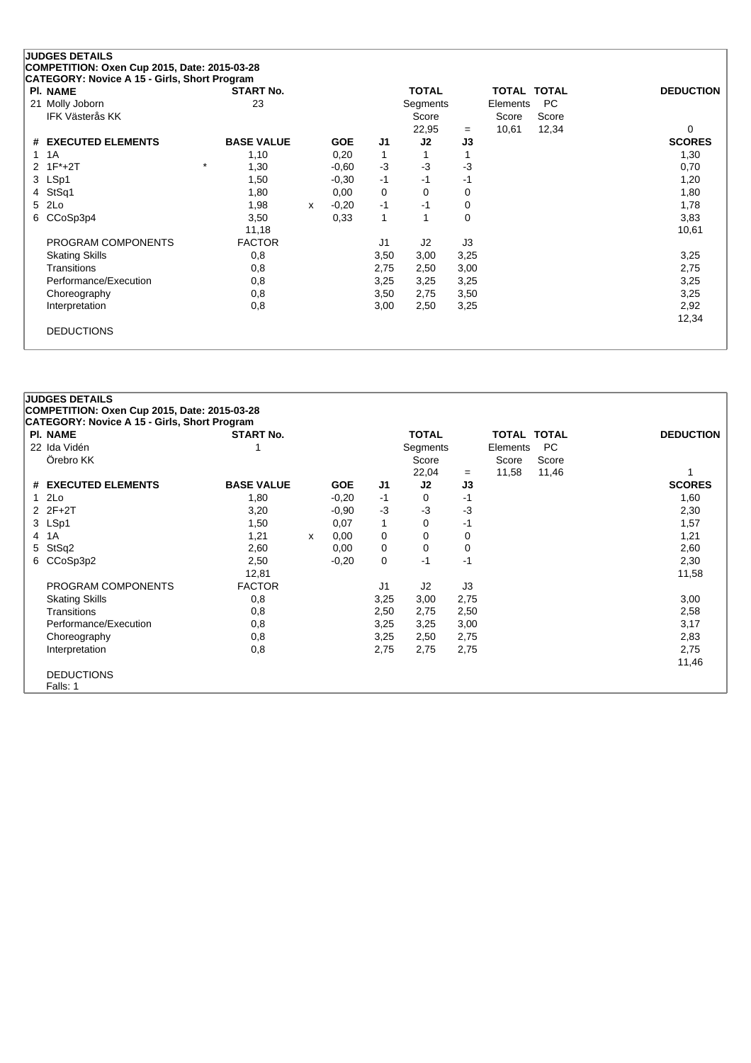**JUDGES DETAILS**
**COMPETITION: Oxen Cup 2015, Date: 2015-03-28**
**CATEGORY: Novice A 15 - Girls, Short Program**

| Pl. NAME | START No. | TOTAL Segments Score | = | TOTAL Elements Score | TOTAL PC Score | DEDUCTION |
|---|---|---|---|---|---|---|
| 21 Molly Joborn<br>IFK Västerås KK | 23 | 22,95 | = | 10,61 | 12,34 | 0 |

| # | EXECUTED ELEMENTS | | BASE VALUE | | GOE | J1 | J2 | J3 | SCORES |
|---|---|---|---|---|---|---|---|---|---|
| 1 | 1A | | 1,10 | | 0,20 | 1 | 1 | 1 | 1,30 |
| 2 | 1F*+2T | * | 1,30 | | -0,60 | -3 | -3 | -3 | 0,70 |
| 3 | LSp1 | | 1,50 | | -0,30 | -1 | -1 | -1 | 1,20 |
| 4 | StSq1 | | 1,80 | | 0,00 | 0 | 0 | 0 | 1,80 |
| 5 | 2Lo | | 1,98 | x | -0,20 | -1 | -1 | 0 | 1,78 |
| 6 | CCoSp3p4 | | 3,50 | | 0,33 | 1 | 1 | 0 | 3,83 |
| | | | 11,18 | | | | | | 10,61 |

| PROGRAM COMPONENTS | FACTOR | J1 | J2 | J3 | |
|---|---|---|---|---|---|
| Skating Skills | 0,8 | 3,50 | 3,00 | 3,25 | 3,25 |
| Transitions | 0,8 | 2,75 | 2,50 | 3,00 | 2,75 |
| Performance/Execution | 0,8 | 3,25 | 3,25 | 3,25 | 3,25 |
| Choreography | 0,8 | 3,50 | 2,75 | 3,50 | 3,25 |
| Interpretation | 0,8 | 3,00 | 2,50 | 3,25 | 2,92 |
| | | | | | 12,34 |

DEDUCTIONS

**JUDGES DETAILS**
**COMPETITION: Oxen Cup 2015, Date: 2015-03-28**
**CATEGORY: Novice A 15 - Girls, Short Program**

| Pl. NAME | START No. | TOTAL Segments Score | = | TOTAL Elements Score | TOTAL PC Score | DEDUCTION |
|---|---|---|---|---|---|---|
| 22 Ida Vidén<br>Örebro KK | 1 | 22,04 | = | 11,58 | 11,46 | 1 |

| # | EXECUTED ELEMENTS | | BASE VALUE | | GOE | J1 | J2 | J3 | SCORES |
|---|---|---|---|---|---|---|---|---|---|
| 1 | 2Lo | | 1,80 | | -0,20 | -1 | 0 | -1 | 1,60 |
| 2 | 2F+2T | | 3,20 | | -0,90 | -3 | -3 | -3 | 2,30 |
| 3 | LSp1 | | 1,50 | | 0,07 | 1 | 0 | -1 | 1,57 |
| 4 | 1A | | 1,21 | x | 0,00 | 0 | 0 | 0 | 1,21 |
| 5 | StSq2 | | 2,60 | | 0,00 | 0 | 0 | 0 | 2,60 |
| 6 | CCoSp3p2 | | 2,50 | | -0,20 | 0 | -1 | -1 | 2,30 |
| | | | 12,81 | | | | | | 11,58 |

| PROGRAM COMPONENTS | FACTOR | J1 | J2 | J3 | |
|---|---|---|---|---|---|
| Skating Skills | 0,8 | 3,25 | 3,00 | 2,75 | 3,00 |
| Transitions | 0,8 | 2,50 | 2,75 | 2,50 | 2,58 |
| Performance/Execution | 0,8 | 3,25 | 3,25 | 3,00 | 3,17 |
| Choreography | 0,8 | 3,25 | 2,50 | 2,75 | 2,83 |
| Interpretation | 0,8 | 2,75 | 2,75 | 2,75 | 2,75 |
| | | | | | 11,46 |

DEDUCTIONS
Falls: 1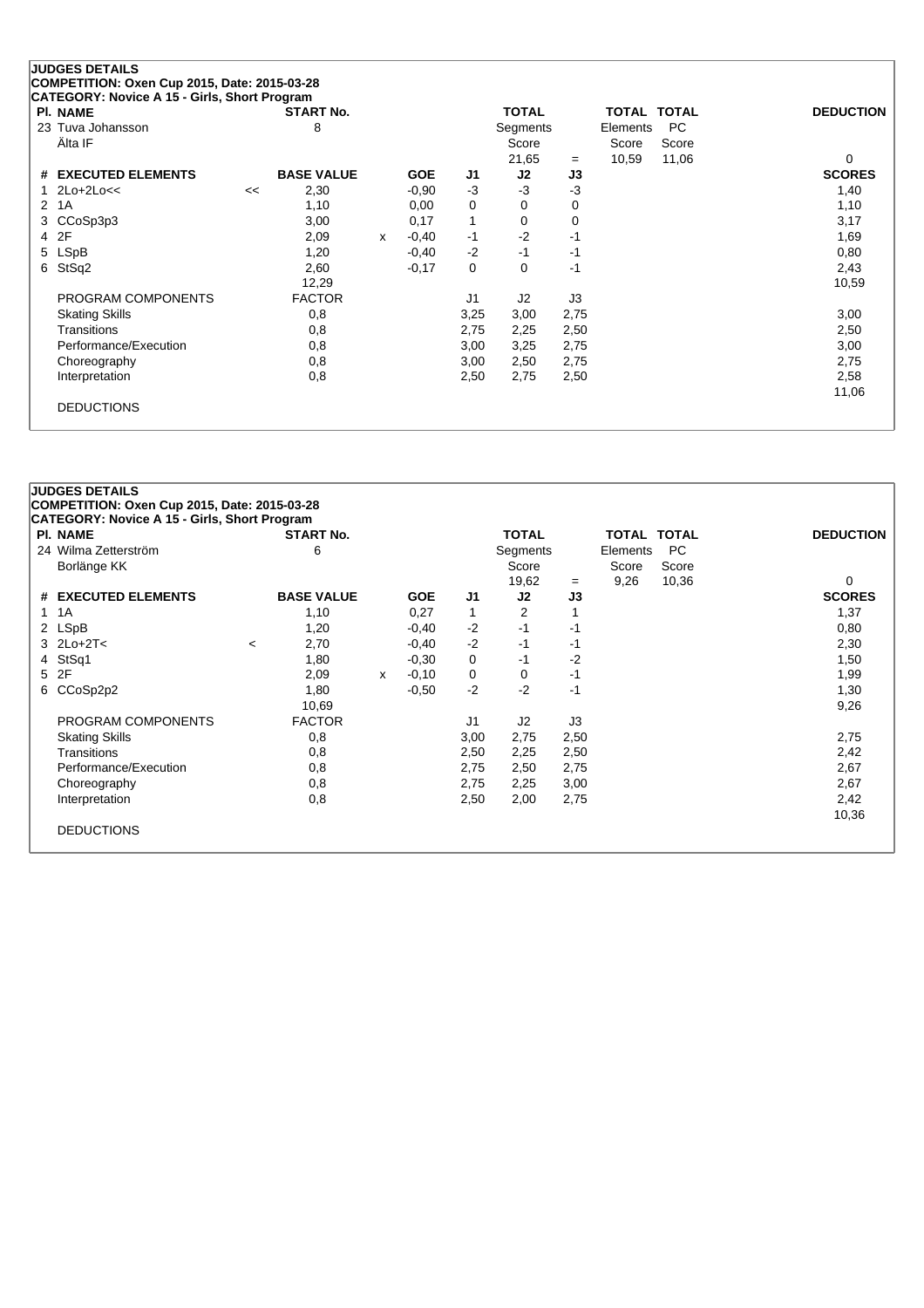## JUDGES DETAILS

**COMPETITION: Oxen Cup 2015, Date: 2015-03-28**

**CATEGORY: Novice A 15 - Girls, Short Program**

| Pl. | NAME | START No. | TOTAL Segments Score | = | TOTAL Elements Score | TOTAL PC Score | DEDUCTION |
|---|---|---|---|---|---|---|---|
| 23 | Tuva Johansson<br>Älta IF | 8 | 21,65 | = | 10,59 | 11,06 | 0 |

| # | EXECUTED ELEMENTS | | BASE VALUE | | GOE | J1 | J2 | J3 | SCORES |
|---|---|---|---|---|---|---|---|---|---|
| 1 | 2Lo+2Lo<< | << | 2,30 | | -0,90 | -3 | -3 | -3 | 1,40 |
| 2 | 1A | | 1,10 | | 0,00 | 0 | 0 | 0 | 1,10 |
| 3 | CCoSp3p3 | | 3,00 | | 0,17 | 1 | 0 | 0 | 3,17 |
| 4 | 2F | | 2,09 | x | -0,40 | -1 | -2 | -1 | 1,69 |
| 5 | LSpB | | 1,20 | | -0,40 | -2 | -1 | -1 | 0,80 |
| 6 | StSq2 | | 2,60 | | -0,17 | 0 | 0 | -1 | 2,43 |
| | | | 12,29 | | | | | | 10,59 |

| PROGRAM COMPONENTS | FACTOR | J1 | J2 | J3 | SCORES |
|---|---|---|---|---|---|
| Skating Skills | 0,8 | 3,25 | 3,00 | 2,75 | 3,00 |
| Transitions | 0,8 | 2,75 | 2,25 | 2,50 | 2,50 |
| Performance/Execution | 0,8 | 3,00 | 3,25 | 2,75 | 3,00 |
| Choreography | 0,8 | 3,00 | 2,50 | 2,75 | 2,75 |
| Interpretation | 0,8 | 2,50 | 2,75 | 2,50 | 2,58 |
| | | | | | 11,06 |

DEDUCTIONS

## JUDGES DETAILS

**COMPETITION: Oxen Cup 2015, Date: 2015-03-28**

**CATEGORY: Novice A 15 - Girls, Short Program**

| Pl. | NAME | START No. | TOTAL Segments Score | = | TOTAL Elements Score | TOTAL PC Score | DEDUCTION |
|---|---|---|---|---|---|---|---|
| 24 | Wilma Zetterström<br>Borlänge KK | 6 | 19,62 | = | 9,26 | 10,36 | 0 |

| # | EXECUTED ELEMENTS | | BASE VALUE | | GOE | J1 | J2 | J3 | SCORES |
|---|---|---|---|---|---|---|---|---|---|
| 1 | 1A | | 1,10 | | 0,27 | 1 | 2 | 1 | 1,37 |
| 2 | LSpB | | 1,20 | | -0,40 | -2 | -1 | -1 | 0,80 |
| 3 | 2Lo+2T< | < | 2,70 | | -0,40 | -2 | -1 | -1 | 2,30 |
| 4 | StSq1 | | 1,80 | | -0,30 | 0 | -1 | -2 | 1,50 |
| 5 | 2F | | 2,09 | x | -0,10 | 0 | 0 | -1 | 1,99 |
| 6 | CCoSp2p2 | | 1,80 | | -0,50 | -2 | -2 | -1 | 1,30 |
| | | | 10,69 | | | | | | 9,26 |

| PROGRAM COMPONENTS | FACTOR | J1 | J2 | J3 | SCORES |
|---|---|---|---|---|---|
| Skating Skills | 0,8 | 3,00 | 2,75 | 2,50 | 2,75 |
| Transitions | 0,8 | 2,50 | 2,25 | 2,50 | 2,42 |
| Performance/Execution | 0,8 | 2,75 | 2,50 | 2,75 | 2,67 |
| Choreography | 0,8 | 2,75 | 2,25 | 3,00 | 2,67 |
| Interpretation | 0,8 | 2,50 | 2,00 | 2,75 | 2,42 |
| | | | | | 10,36 |

DEDUCTIONS